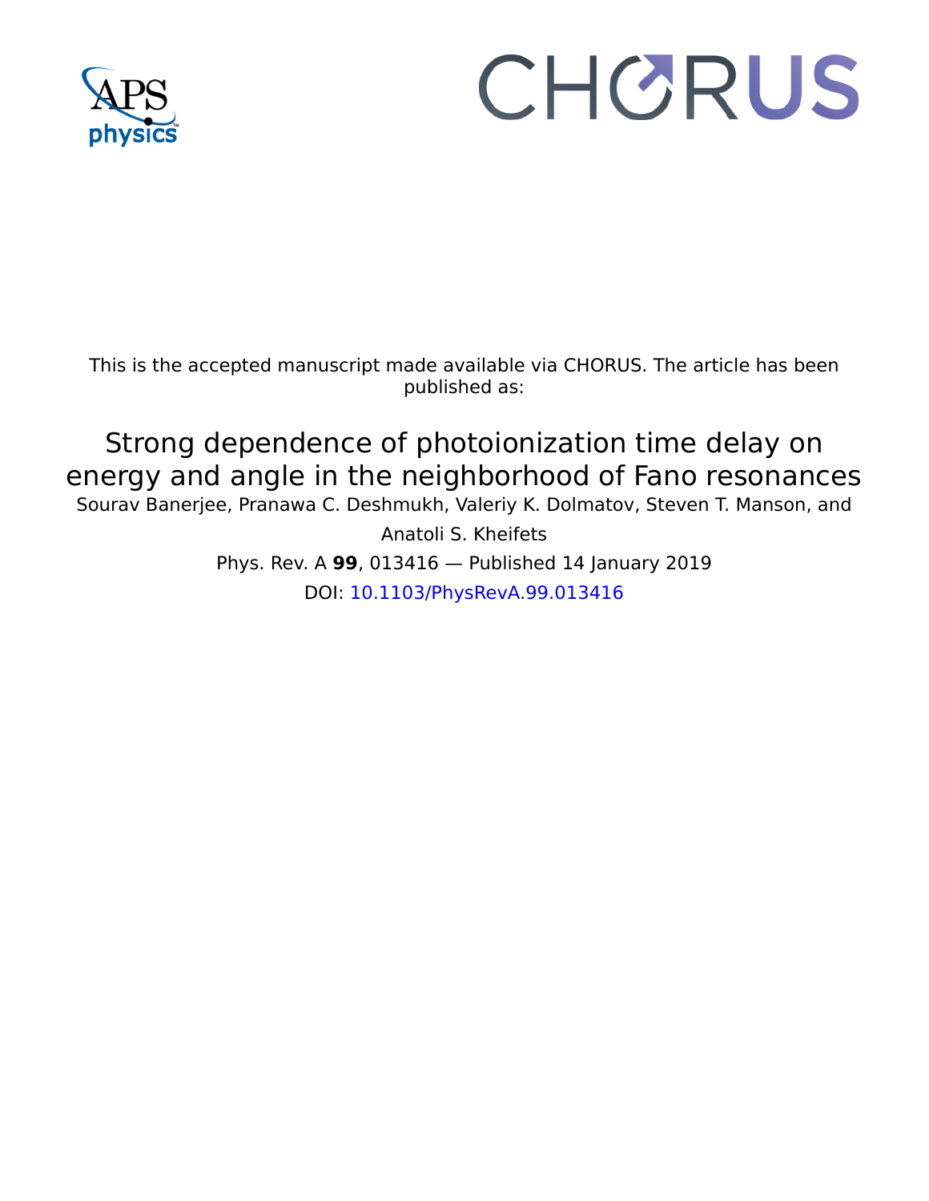This is the accepted manuscript made available via CHORUS. The article has been published as:

# Strong dependence of photoionization time delay on energy and angle in the neighborhood of Fano resonances

Sourav Banerjee, Pranawa C. Deshmukh, Valeriy K. Dolmatov, Steven T. Manson, and Anatoli S. Kheifets

Phys. Rev. A **99**, 013416 — Published 14 January 2019

DOI: 10.1103/PhysRevA.99.013416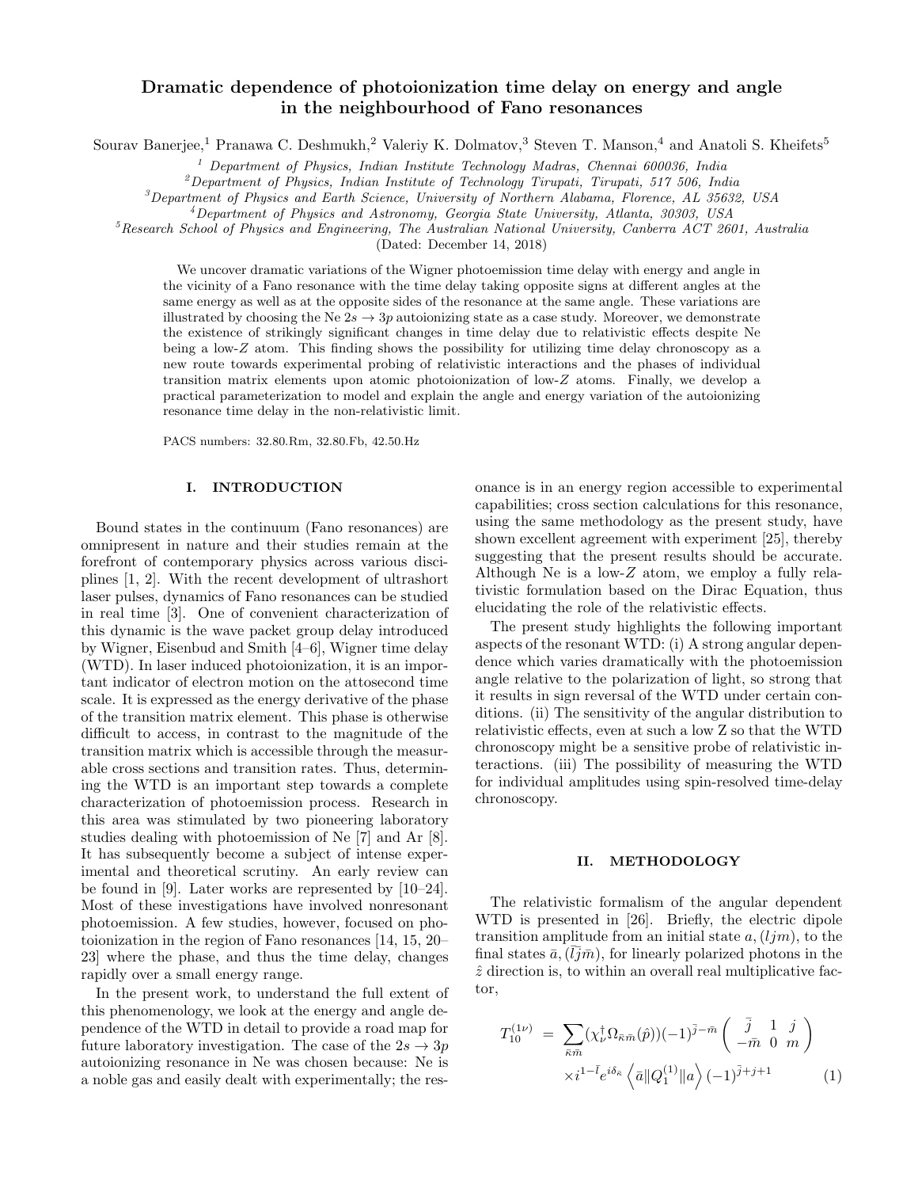# Dramatic dependence of photoionization time delay on energy and angle in the neighbourhood of Fano resonances

Sourav Banerjee,[1] Pranawa C. Deshmukh,[2] Valeriy K. Dolmatov,[3] Steven T. Manson,[4] and Anatoli S. Kheifets[5]

[1] Department of Physics, Indian Institute Technology Madras, Chennai 600036, India
[2] Department of Physics, Indian Institute of Technology Tirupati, Tirupati, 517 506, India
[3] Department of Physics and Earth Science, University of Northern Alabama, Florence, AL 35632, USA
[4] Department of Physics and Astronomy, Georgia State University, Atlanta, 30303, USA
[5] Research School of Physics and Engineering, The Australian National University, Canberra ACT 2601, Australia

(Dated: December 14, 2018)

We uncover dramatic variations of the Wigner photoemission time delay with energy and angle in the vicinity of a Fano resonance with the time delay taking opposite signs at different angles at the same energy as well as at the opposite sides of the resonance at the same angle. These variations are illustrated by choosing the Ne $2s \to 3p$ autoionizing state as a case study. Moreover, we demonstrate the existence of strikingly significant changes in time delay due to relativistic effects despite Ne being a low-$Z$ atom. This finding shows the possibility for utilizing time delay chronoscopy as a new route towards experimental probing of relativistic interactions and the phases of individual transition matrix elements upon atomic photoionization of low-$Z$ atoms. Finally, we develop a practical parameterization to model and explain the angle and energy variation of the autoionizing resonance time delay in the non-relativistic limit.

PACS numbers: 32.80.Rm, 32.80.Fb, 42.50.Hz

## I. INTRODUCTION

Bound states in the continuum (Fano resonances) are omnipresent in nature and their studies remain at the forefront of contemporary physics across various disciplines [1, 2]. With the recent development of ultrashort laser pulses, dynamics of Fano resonances can be studied in real time [3]. One of convenient characterization of this dynamic is the wave packet group delay introduced by Wigner, Eisenbud and Smith [4–6], Wigner time delay (WTD). In laser induced photoionization, it is an important indicator of electron motion on the attosecond time scale. It is expressed as the energy derivative of the phase of the transition matrix element. This phase is otherwise difficult to access, in contrast to the magnitude of the transition matrix which is accessible through the measurable cross sections and transition rates. Thus, determining the WTD is an important step towards a complete characterization of photoemission process. Research in this area was stimulated by two pioneering laboratory studies dealing with photoemission of Ne [7] and Ar [8]. It has subsequently become a subject of intense experimental and theoretical scrutiny. An early review can be found in [9]. Later works are represented by [10–24]. Most of these investigations have involved nonresonant photoemission. A few studies, however, focused on photoionization in the region of Fano resonances [14, 15, 20–23] where the phase, and thus the time delay, changes rapidly over a small energy range.

In the present work, to understand the full extent of this phenomenology, we look at the energy and angle dependence of the WTD in detail to provide a road map for future laboratory investigation. The case of the $2s \to 3p$ autoionizing resonance in Ne was chosen because: Ne is a noble gas and easily dealt with experimentally; the resonance is in an energy region accessible to experimental capabilities; cross section calculations for this resonance, using the same methodology as the present study, have shown excellent agreement with experiment [25], thereby suggesting that the present results should be accurate. Although Ne is a low-$Z$ atom, we employ a fully relativistic formulation based on the Dirac Equation, thus elucidating the role of the relativistic effects.

The present study highlights the following important aspects of the resonant WTD: (i) A strong angular dependence which varies dramatically with the photoemission angle relative to the polarization of light, so strong that it results in sign reversal of the WTD under certain conditions. (ii) The sensitivity of the angular distribution to relativistic effects, even at such a low Z so that the WTD chronoscopy might be a sensitive probe of relativistic interactions. (iii) The possibility of measuring the WTD for individual amplitudes using spin-resolved time-delay chronoscopy.

## II. METHODOLOGY

The relativistic formalism of the angular dependent WTD is presented in [26]. Briefly, the electric dipole transition amplitude from an initial state $a, (ljm)$, to the final states $\bar{a}, (\bar{l}\bar{j}\bar{m})$, for linearly polarized photons in the $\hat{z}$ direction is, to within an overall real multiplicative factor,

$$
\begin{aligned}
T_{10}^{(1\nu)} &= \sum_{\bar{\kappa}\bar{m}} (\chi_\nu^\dagger \Omega_{\bar{\kappa}\bar{m}}(\hat{p}))(-1)^{\bar{j}-\bar{m}} \begin{pmatrix} \bar{j} & 1 & j \\ -\bar{m} & 0 & m \end{pmatrix} \\
&\quad \times i^{1-\bar{l}} e^{i\delta_{\bar{\kappa}}} \left\langle \bar{a} \| Q_1^{(1)} \| a \right\rangle (-1)^{\bar{j}+j+1} \qquad (1)
\end{aligned}
$$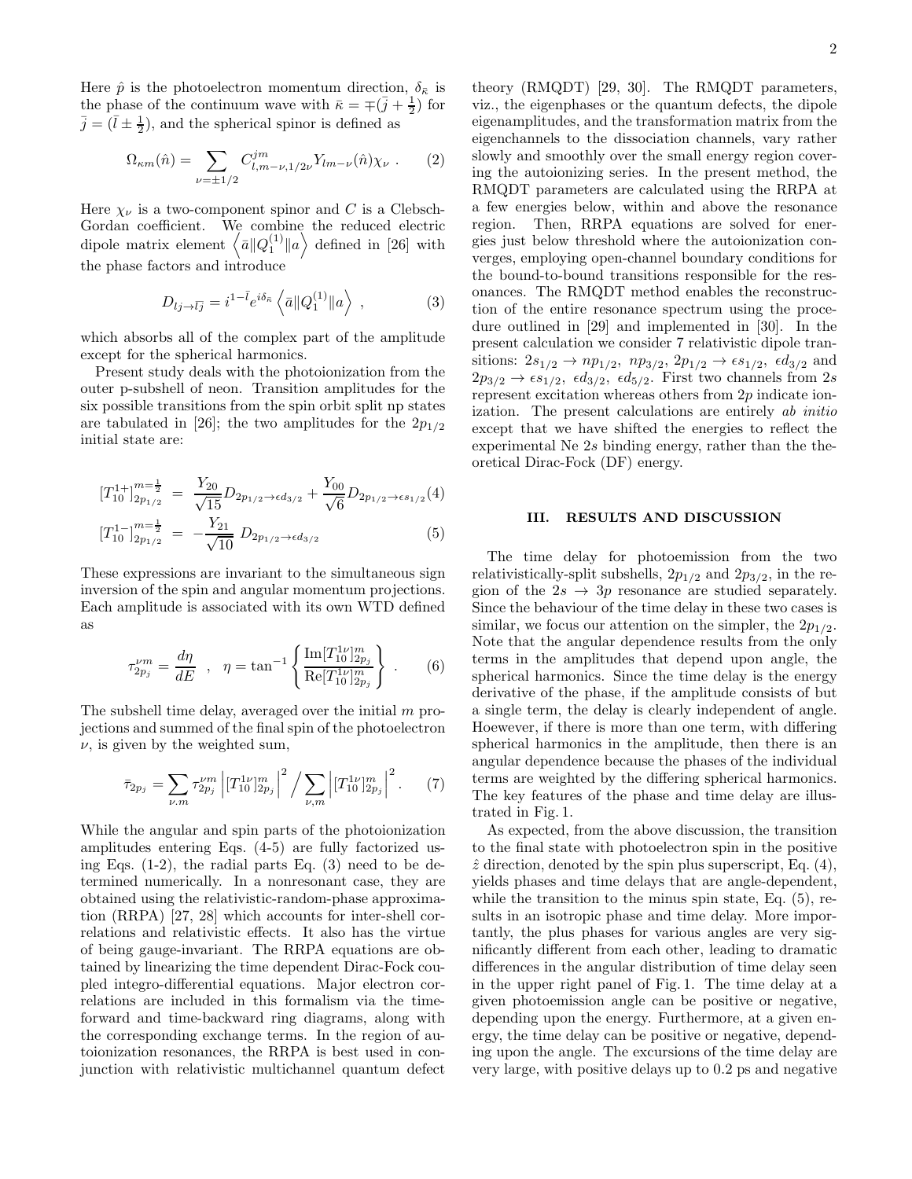Here $\hat{p}$ is the photoelectron momentum direction, $\delta_{\bar{\kappa}}$ is the phase of the continuum wave with $\bar{\kappa} = \mp(\bar{j} + \frac{1}{2})$ for $\bar{j} = (\bar{l} \pm \frac{1}{2})$, and the spherical spinor is defined as

$$\Omega_{\kappa m}(\hat{n}) = \sum_{\nu=\pm 1/2} C^{jm}_{l,m-\nu,1/2\nu} Y_{lm-\nu}(\hat{n}) \chi_\nu \ . \qquad (2)$$

Here $\chi_\nu$ is a two-component spinor and $C$ is a Clebsch-Gordan coefficient. We combine the reduced electric dipole matrix element $\left\langle \bar{a} \| Q^{(1)}_1 \| a \right\rangle$ defined in [26] with the phase factors and introduce

$$D_{lj \to \bar{l}\bar{j}} = i^{1-\bar{l}} e^{i\delta_{\bar{\kappa}}} \left\langle \bar{a} \| Q^{(1)}_1 \| a \right\rangle \ , \qquad (3)$$

which absorbs all of the complex part of the amplitude except for the spherical harmonics.

Present study deals with the photoionization from the outer p-subshell of neon. Transition amplitudes for the six possible transitions from the spin orbit split np states are tabulated in [26]; the two amplitudes for the $2p_{1/2}$ initial state are:

$$[T^{1+}_{10}]^{m=\frac{1}{2}}_{2p_{1/2}} = \frac{Y_{20}}{\sqrt{15}} D_{2p_{1/2} \to \epsilon d_{3/2}} + \frac{Y_{00}}{\sqrt{6}} D_{2p_{1/2} \to \epsilon s_{1/2}} \qquad (4)$$

$$[T^{1-}_{10}]^{m=\frac{1}{2}}_{2p_{1/2}} = -\frac{Y_{21}}{\sqrt{10}} \ D_{2p_{1/2} \to \epsilon d_{3/2}} \qquad (5)$$

These expressions are invariant to the simultaneous sign inversion of the spin and angular momentum projections. Each amplitude is associated with its own WTD defined as

$$\tau^{\nu m}_{2p_j} = \frac{d\eta}{dE} \quad , \quad \eta = \tan^{-1} \left\{ \frac{\mathrm{Im}[T^{1\nu}_{10}]^m_{2p_j}}{\mathrm{Re}[T^{1\nu}_{10}]^m_{2p_j}} \right\} \ . \qquad (6)$$

The subshell time delay, averaged over the initial $m$ projections and summed of the final spin of the photoelectron $\nu$, is given by the weighted sum,

$$\bar{\tau}_{2p_j} = \sum_{\nu.m} \tau^{\nu m}_{2p_j} \left| [T^{1\nu}_{10}]^m_{2p_j} \right|^2 \Big/ \sum_{\nu,m} \left| [T^{1\nu}_{10}]^m_{2p_j} \right|^2 . \qquad (7)$$

While the angular and spin parts of the photoionization amplitudes entering Eqs. (4-5) are fully factorized using Eqs. (1-2), the radial parts Eq. (3) need to be determined numerically. In a nonresonant case, they are obtained using the relativistic-random-phase approximation (RRPA) [27, 28] which accounts for inter-shell correlations and relativistic effects. It also has the virtue of being gauge-invariant. The RRPA equations are obtained by linearizing the time dependent Dirac-Fock coupled integro-differential equations. Major electron correlations are included in this formalism via the time-forward and time-backward ring diagrams, along with the corresponding exchange terms. In the region of autoionization resonances, the RRPA is best used in conjunction with relativistic multichannel quantum defect theory (RMQDT) [29, 30]. The RMQDT parameters, viz., the eigenphases or the quantum defects, the dipole eigenamplitudes, and the transformation matrix from the eigenchannels to the dissociation channels, vary rather slowly and smoothly over the small energy region covering the autoionizing series. In the present method, the RMQDT parameters are calculated using the RRPA at a few energies below, within and above the resonance region. Then, RRPA equations are solved for energies just below threshold where the autoionization converges, employing open-channel boundary conditions for the bound-to-bound transitions responsible for the resonances. The RMQDT method enables the reconstruction of the entire resonance spectrum using the procedure outlined in [29] and implemented in [30]. In the present calculation we consider 7 relativistic dipole transitions: $2s_{1/2} \to np_{1/2},\ np_{3/2},\ 2p_{1/2} \to \epsilon s_{1/2},\ \epsilon d_{3/2}$ and $2p_{3/2} \to \epsilon s_{1/2},\ \epsilon d_{3/2},\ \epsilon d_{5/2}$. First two channels from $2s$ represent excitation whereas others from $2p$ indicate ionization. The present calculations are entirely *ab initio* except that we have shifted the energies to reflect the experimental Ne $2s$ binding energy, rather than the theoretical Dirac-Fock (DF) energy.

## III. RESULTS AND DISCUSSION

The time delay for photoemission from the two relativistically-split subshells, $2p_{1/2}$ and $2p_{3/2}$, in the region of the $2s \to 3p$ resonance are studied separately. Since the behaviour of the time delay in these two cases is similar, we focus our attention on the simpler, the $2p_{1/2}$. Note that the angular dependence results from the only terms in the amplitudes that depend upon angle, the spherical harmonics. Since the time delay is the energy derivative of the phase, if the amplitude consists of but a single term, the delay is clearly independent of angle. Hoewever, if there is more than one term, with differing spherical harmonics in the amplitude, then there is an angular dependence because the phases of the individual terms are weighted by the differing spherical harmonics. The key features of the phase and time delay are illustrated in Fig. 1.

As expected, from the above discussion, the transition to the final state with photoelectron spin in the positive $\hat{z}$ direction, denoted by the spin plus superscript, Eq. (4), yields phases and time delays that are angle-dependent, while the transition to the minus spin state, Eq. (5), results in an isotropic phase and time delay. More importantly, the plus phases for various angles are very significantly different from each other, leading to dramatic differences in the angular distribution of time delay seen in the upper right panel of Fig. 1. The time delay at a given photoemission angle can be positive or negative, depending upon the energy. Furthermore, at a given energy, the time delay can be positive or negative, depending upon the angle. The excursions of the time delay are very large, with positive delays up to 0.2 ps and negative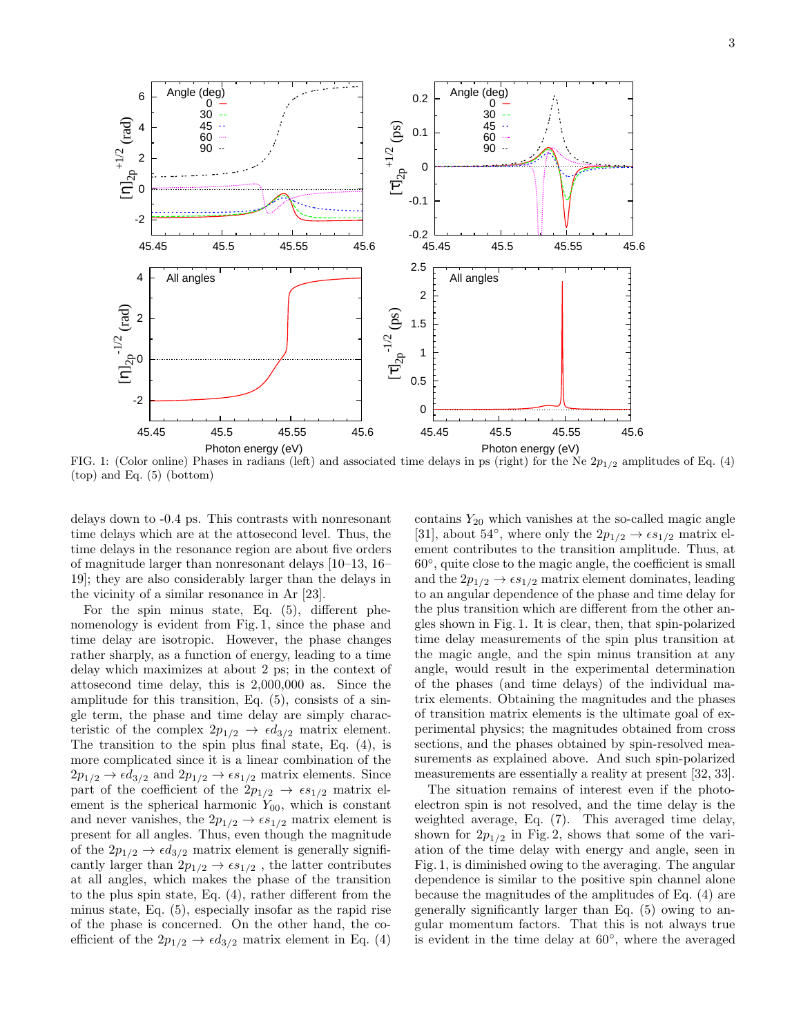FIG. 1: (Color online) Phases in radians (left) and associated time delays in ps (right) for the Ne $2p_{1/2}$ amplitudes of Eq. (4) (top) and Eq. (5) (bottom)

delays down to -0.4 ps. This contrasts with nonresonant time delays which are at the attosecond level. Thus, the time delays in the resonance region are about five orders of magnitude larger than nonresonant delays [10–13, 16–19]; they are also considerably larger than the delays in the vicinity of a similar resonance in Ar [23].

For the spin minus state, Eq. (5), different phenomenology is evident from Fig. 1, since the phase and time delay are isotropic. However, the phase changes rather sharply, as a function of energy, leading to a time delay which maximizes at about 2 ps; in the context of attosecond time delay, this is 2,000,000 as. Since the amplitude for this transition, Eq. (5), consists of a single term, the phase and time delay are simply characteristic of the complex $2p_{1/2} \rightarrow \epsilon d_{3/2}$ matrix element. The transition to the spin plus final state, Eq. (4), is more complicated since it is a linear combination of the $2p_{1/2} \rightarrow \epsilon d_{3/2}$ and $2p_{1/2} \rightarrow \epsilon s_{1/2}$ matrix elements. Since part of the coefficient of the $2p_{1/2} \rightarrow \epsilon s_{1/2}$ matrix element is the spherical harmonic $Y_{00}$, which is constant and never vanishes, the $2p_{1/2} \rightarrow \epsilon s_{1/2}$ matrix element is present for all angles. Thus, even though the magnitude of the $2p_{1/2} \rightarrow \epsilon d_{3/2}$ matrix element is generally significantly larger than $2p_{1/2} \rightarrow \epsilon s_{1/2}$ , the latter contributes at all angles, which makes the phase of the transition to the plus spin state, Eq. (4), rather different from the minus state, Eq. (5), especially insofar as the rapid rise of the phase is concerned. On the other hand, the coefficient of the $2p_{1/2} \rightarrow \epsilon d_{3/2}$ matrix element in Eq. (4) contains $Y_{20}$ which vanishes at the so-called magic angle [31], about 54°, where only the $2p_{1/2} \rightarrow \epsilon s_{1/2}$ matrix element contributes to the transition amplitude. Thus, at 60°, quite close to the magic angle, the coefficient is small and the $2p_{1/2} \rightarrow \epsilon s_{1/2}$ matrix element dominates, leading to an angular dependence of the phase and time delay for the plus transition which are different from the other angles shown in Fig. 1. It is clear, then, that spin-polarized time delay measurements of the spin plus transition at the magic angle, and the spin minus transition at any angle, would result in the experimental determination of the phases (and time delays) of the individual matrix elements. Obtaining the magnitudes and the phases of transition matrix elements is the ultimate goal of experimental physics; the magnitudes obtained from cross sections, and the phases obtained by spin-resolved measurements as explained above. And such spin-polarized measurements are essentially a reality at present [32, 33].

The situation remains of interest even if the photoelectron spin is not resolved, and the time delay is the weighted average, Eq. (7). This averaged time delay, shown for $2p_{1/2}$ in Fig. 2, shows that some of the variation of the time delay with energy and angle, seen in Fig. 1, is diminished owing to the averaging. The angular dependence is similar to the positive spin channel alone because the magnitudes of the amplitudes of Eq. (4) are generally significantly larger than Eq. (5) owing to angular momentum factors. That this is not always true is evident in the time delay at 60°, where the averaged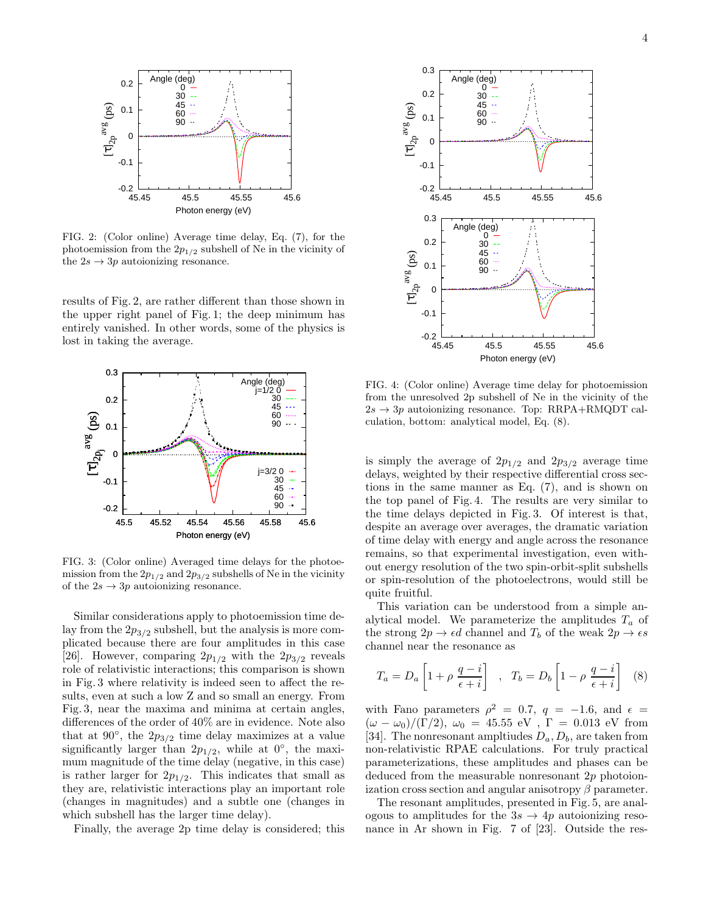FIG. 2: (Color online) Average time delay, Eq. (7), for the photoemission from the $2p_{1/2}$ subshell of Ne in the vicinity of the $2s \to 3p$ autoionizing resonance.

results of Fig. 2, are rather different than those shown in the upper right panel of Fig. 1; the deep minimum has entirely vanished. In other words, some of the physics is lost in taking the average.

FIG. 3: (Color online) Averaged time delays for the photoemission from the $2p_{1/2}$ and $2p_{3/2}$ subshells of Ne in the vicinity of the $2s \to 3p$ autoionizing resonance.

Similar considerations apply to photoemission time delay from the $2p_{3/2}$ subshell, but the analysis is more complicated because there are four amplitudes in this case [26]. However, comparing $2p_{1/2}$ with the $2p_{3/2}$ reveals role of relativistic interactions; this comparison is shown in Fig. 3 where relativity is indeed seen to affect the results, even at such a low Z and so small an energy. From Fig. 3, near the maxima and minima at certain angles, differences of the order of 40% are in evidence. Note also that at 90°, the $2p_{3/2}$ time delay maximizes at a value significantly larger than $2p_{1/2}$, while at 0°, the maximum magnitude of the time delay (negative, in this case) is rather larger for $2p_{1/2}$. This indicates that small as they are, relativistic interactions play an important role (changes in magnitudes) and a subtle one (changes in which subshell has the larger time delay).

Finally, the average 2p time delay is considered; this is simply the average of $2p_{1/2}$ and $2p_{3/2}$ average time delays, weighted by their respective differential cross sections in the same manner as Eq. (7), and is shown on the top panel of Fig. 4. The results are very similar to the time delays depicted in Fig. 3. Of interest is that, despite an average over averages, the dramatic variation of time delay with energy and angle across the resonance remains, so that experimental investigation, even without energy resolution of the two spin-orbit-split subshells or spin-resolution of the photoelectrons, would still be quite fruitful.

FIG. 4: (Color online) Average time delay for photoemission from the unresolved 2p subshell of Ne in the vicinity of the $2s \to 3p$ autoionizing resonance. Top: RRPA+RMQDT calculation, bottom: analytical model, Eq. (8).

This variation can be understood from a simple analytical model. We parameterize the amplitudes $T_a$ of the strong $2p \to \epsilon d$ channel and $T_b$ of the weak $2p \to \epsilon s$ channel near the resonance as

$$T_a = D_a \left[ 1 + \rho \, \frac{q-i}{\epsilon + i} \right] \quad , \quad T_b = D_b \left[ 1 - \rho \, \frac{q-i}{\epsilon + i} \right] \quad (8)$$

with Fano parameters $\rho^2 = 0.7$, $q = -1.6$, and $\epsilon = (\omega - \omega_0)/(\Gamma/2)$, $\omega_0 = 45.55$ eV , $\Gamma = 0.013$ eV from [34]. The nonresonant ampltiudes $D_a, D_b$, are taken from non-relativistic RPAE calculations. For truly practical parameterizations, these amplitudes and phases can be deduced from the measurable nonresonant $2p$ photoionization cross section and angular anisotropy $\beta$ parameter.

The resonant amplitudes, presented in Fig. 5, are analogous to amplitudes for the $3s \to 4p$ autoionizing resonance in Ar shown in Fig. 7 of [23]. Outside the res-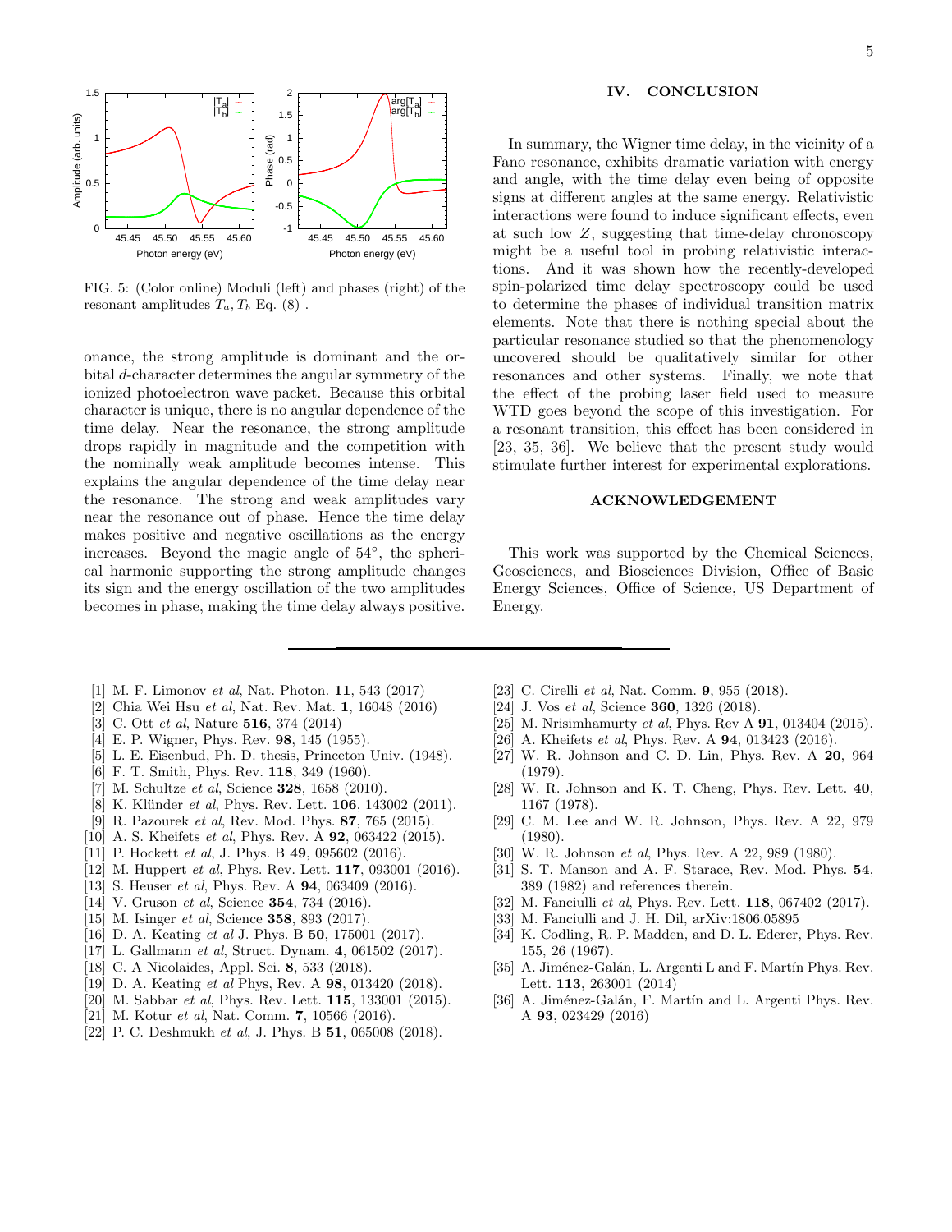Amplitude (arb. units)

1.5

1

0.5

0

45.45 45.50 45.55 45.60

Photon energy (eV)

$|T_a|$

$|T_b|$

Phase (rad)

2

1.5

1

0.5

0

-0.5

-1

45.45 45.50 45.55 45.60

Photon energy (eV)

arg[$T_a$]

arg[$T_b$]

FIG. 5: (Color online) Moduli (left) and phases (right) of the resonant amplitudes $T_a, T_b$ Eq. (8) .

onance, the strong amplitude is dominant and the orbital $d$-character determines the angular symmetry of the ionized photoelectron wave packet. Because this orbital character is unique, there is no angular dependence of the time delay. Near the resonance, the strong amplitude drops rapidly in magnitude and the competition with the nominally weak amplitude becomes intense. This explains the angular dependence of the time delay near the resonance. The strong and weak amplitudes vary near the resonance out of phase. Hence the time delay makes positive and negative oscillations as the energy increases. Beyond the magic angle of 54°, the spherical harmonic supporting the strong amplitude changes its sign and the energy oscillation of the two amplitudes becomes in phase, making the time delay always positive.

## IV. CONCLUSION

In summary, the Wigner time delay, in the vicinity of a Fano resonance, exhibits dramatic variation with energy and angle, with the time delay even being of opposite signs at different angles at the same energy. Relativistic interactions were found to induce significant effects, even at such low $Z$, suggesting that time-delay chronoscopy might be a useful tool in probing relativistic interactions. And it was shown how the recently-developed spin-polarized time delay spectroscopy could be used to determine the phases of individual transition matrix elements. Note that there is nothing special about the particular resonance studied so that the phenomenology uncovered should be qualitatively similar for other resonances and other systems. Finally, we note that the effect of the probing laser field used to measure WTD goes beyond the scope of this investigation. For a resonant transition, this effect has been considered in [23, 35, 36]. We believe that the present study would stimulate further interest for experimental explorations.

## ACKNOWLEDGEMENT

This work was supported by the Chemical Sciences, Geosciences, and Biosciences Division, Office of Basic Energy Sciences, Office of Science, US Department of Energy.

---

[1] M. F. Limonov *et al*, Nat. Photon. **11**, 543 (2017)
[2] Chia Wei Hsu *et al*, Nat. Rev. Mat. **1**, 16048 (2016)
[3] C. Ott *et al*, Nature **516**, 374 (2014)
[4] E. P. Wigner, Phys. Rev. **98**, 145 (1955).
[5] L. E. Eisenbud, Ph. D. thesis, Princeton Univ. (1948).
[6] F. T. Smith, Phys. Rev. **118**, 349 (1960).
[7] M. Schultze *et al*, Science **328**, 1658 (2010).
[8] K. Klünder *et al*, Phys. Rev. Lett. **106**, 143002 (2011).
[9] R. Pazourek *et al*, Rev. Mod. Phys. **87**, 765 (2015).
[10] A. S. Kheifets *et al*, Phys. Rev. A **92**, 063422 (2015).
[11] P. Hockett *et al*, J. Phys. B **49**, 095602 (2016).
[12] M. Huppert *et al*, Phys. Rev. Lett. **117**, 093001 (2016).
[13] S. Heuser *et al*, Phys. Rev. A **94**, 063409 (2016).
[14] V. Gruson *et al*, Science **354**, 734 (2016).
[15] M. Isinger *et al*, Science **358**, 893 (2017).
[16] D. A. Keating *et al* J. Phys. B **50**, 175001 (2017).
[17] L. Gallmann *et al*, Struct. Dynam. **4**, 061502 (2017).
[18] C. A Nicolaides, Appl. Sci. **8**, 533 (2018).
[19] D. A. Keating *et al* Phys, Rev. A **98**, 013420 (2018).
[20] M. Sabbar *et al*, Phys. Rev. Lett. **115**, 133001 (2015).
[21] M. Kotur *et al*, Nat. Comm. **7**, 10566 (2016).
[22] P. C. Deshmukh *et al*, J. Phys. B **51**, 065008 (2018).
[23] C. Cirelli *et al*, Nat. Comm. **9**, 955 (2018).
[24] J. Vos *et al*, Science **360**, 1326 (2018).
[25] M. Nrisimhamurty *et al*, Phys. Rev A **91**, 013404 (2015).
[26] A. Kheifets *et al*, Phys. Rev. A **94**, 013423 (2016).
[27] W. R. Johnson and C. D. Lin, Phys. Rev. A **20**, 964 (1979).
[28] W. R. Johnson and K. T. Cheng, Phys. Rev. Lett. **40**, 1167 (1978).
[29] C. M. Lee and W. R. Johnson, Phys. Rev. A 22, 979 (1980).
[30] W. R. Johnson *et al*, Phys. Rev. A 22, 989 (1980).
[31] S. T. Manson and A. F. Starace, Rev. Mod. Phys. **54**, 389 (1982) and references therein.
[32] M. Fanciulli *et al*, Phys. Rev. Lett. **118**, 067402 (2017).
[33] M. Fanciulli and J. H. Dil, arXiv:1806.05895
[34] K. Codling, R. P. Madden, and D. L. Ederer, Phys. Rev. 155, 26 (1967).
[35] A. Jiménez-Galán, L. Argenti L and F. Martín Phys. Rev. Lett. **113**, 263001 (2014)
[36] A. Jiménez-Galán, F. Martín and L. Argenti Phys. Rev. A **93**, 023429 (2016)